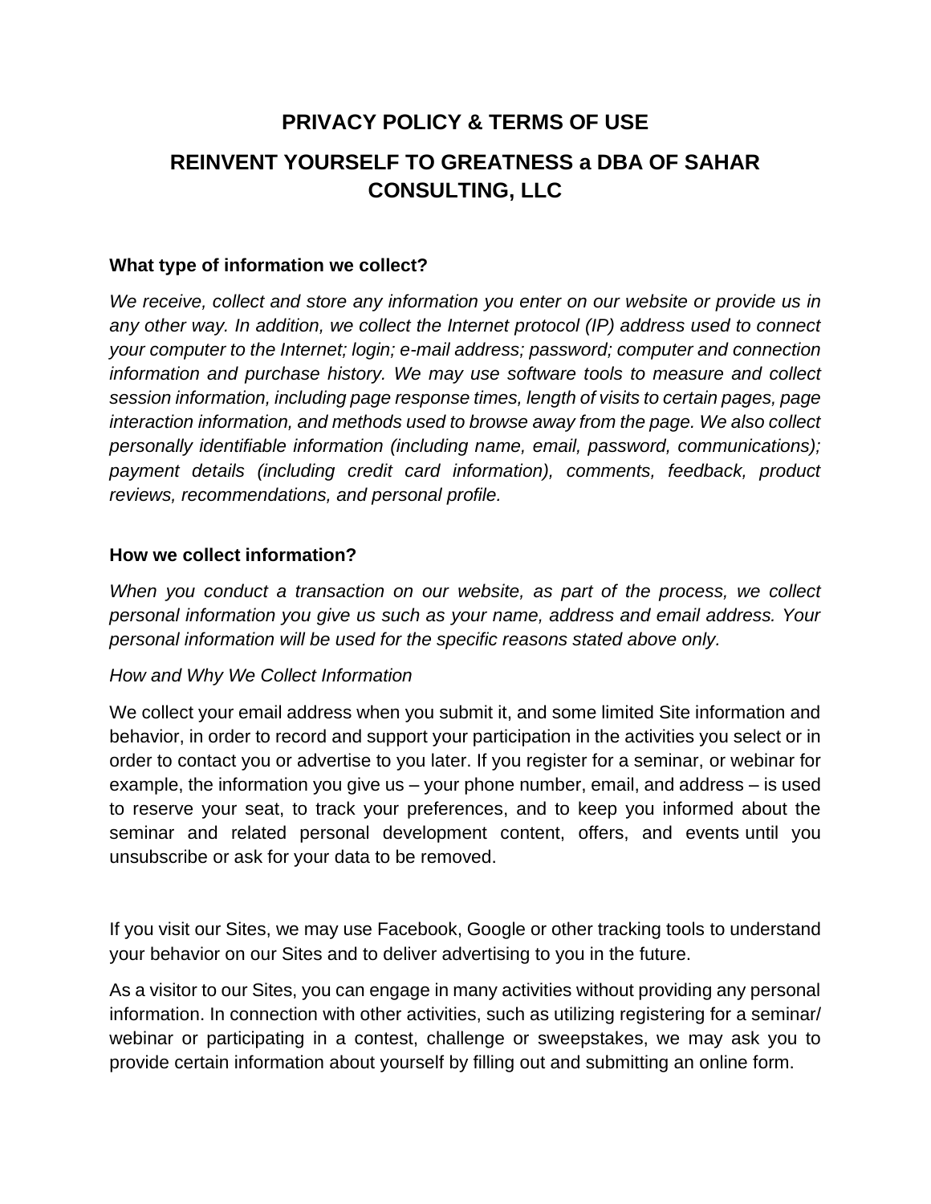# PRIVACY POLICY & TERMS OF USE

# REINVENT YOURSELF TO GREATNESS a DBA OF SAHAR CONSULTING, LLC

**What type of information we collect?**

*We receive, collect and store any information you enter on our website or provide us in any other way. In addition, we collect the Internet protocol (IP) address used to connect your computer to the Internet; login; e-mail address; password; computer and connection information and purchase history. We may use software tools to measure and collect session information, including page response times, length of visits to certain pages, page interaction information, and methods used to browse away from the page. We also collect personally identifiable information (including name, email, password, communications); payment details (including credit card information), comments, feedback, product reviews, recommendations, and personal profile.*

**How we collect information?**

*When you conduct a transaction on our website, as part of the process, we collect personal information you give us such as your name, address and email address. Your personal information will be used for the specific reasons stated above only.*

*How and Why We Collect Information*

We collect your email address when you submit it, and some limited Site information and behavior, in order to record and support your participation in the activities you select or in order to contact you or advertise to you later. If you register for a seminar, or webinar for example, the information you give us – your phone number, email, and address – is used to reserve your seat, to track your preferences, and to keep you informed about the seminar and related personal development content, offers, and events until you unsubscribe or ask for your data to be removed.

If you visit our Sites, we may use Facebook, Google or other tracking tools to understand your behavior on our Sites and to deliver advertising to you in the future.

As a visitor to our Sites, you can engage in many activities without providing any personal information. In connection with other activities, such as utilizing registering for a seminar/ webinar or participating in a contest, challenge or sweepstakes, we may ask you to provide certain information about yourself by filling out and submitting an online form.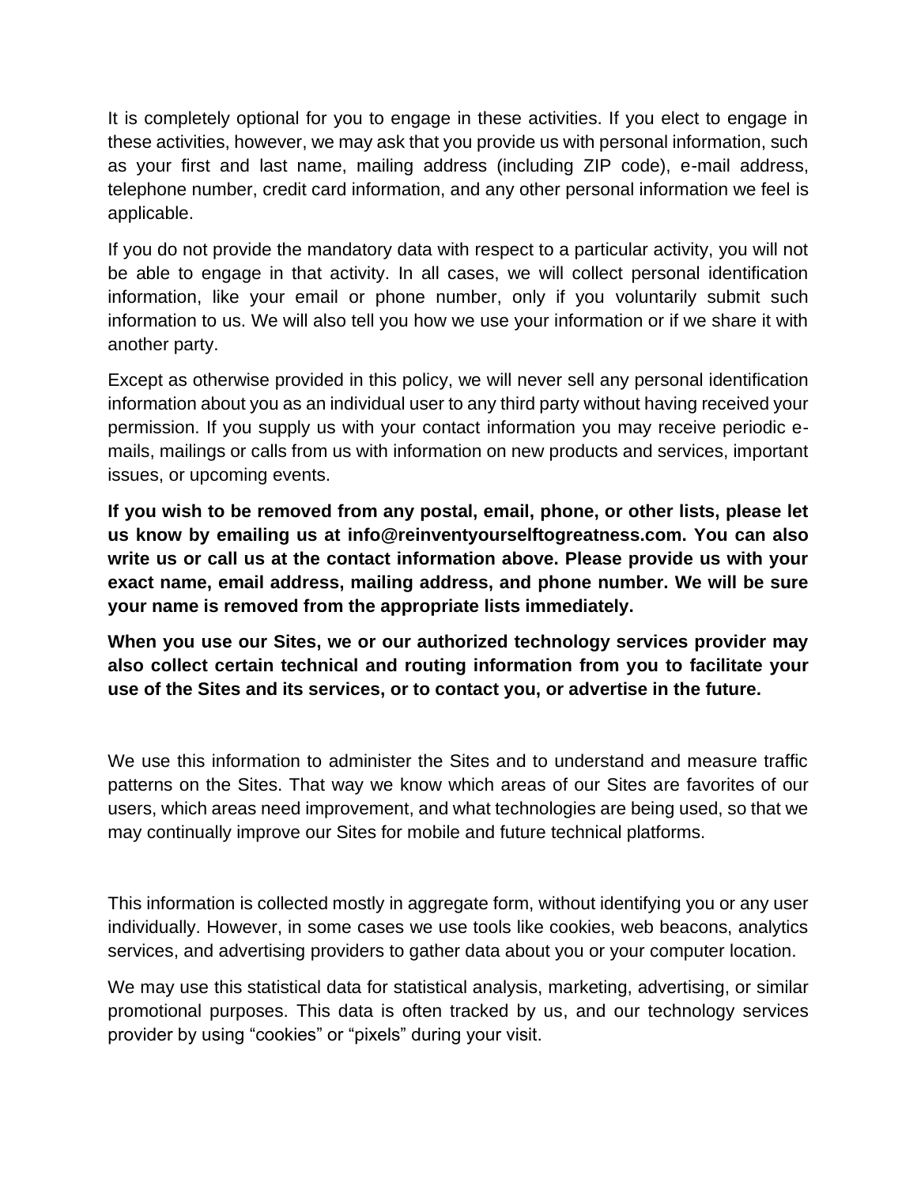It is completely optional for you to engage in these activities. If you elect to engage in these activities, however, we may ask that you provide us with personal information, such as your first and last name, mailing address (including ZIP code), e-mail address, telephone number, credit card information, and any other personal information we feel is applicable.

If you do not provide the mandatory data with respect to a particular activity, you will not be able to engage in that activity. In all cases, we will collect personal identification information, like your email or phone number, only if you voluntarily submit such information to us. We will also tell you how we use your information or if we share it with another party.

Except as otherwise provided in this policy, we will never sell any personal identification information about you as an individual user to any third party without having received your permission. If you supply us with your contact information you may receive periodic e-mails, mailings or calls from us with information on new products and services, important issues, or upcoming events.

**If you wish to be removed from any postal, email, phone, or other lists, please let us know by emailing us at info@reinventyourselftogreatness.com. You can also write us or call us at the contact information above. Please provide us with your exact name, email address, mailing address, and phone number. We will be sure your name is removed from the appropriate lists immediately.**

**When you use our Sites, we or our authorized technology services provider may also collect certain technical and routing information from you to facilitate your use of the Sites and its services, or to contact you, or advertise in the future.**

We use this information to administer the Sites and to understand and measure traffic patterns on the Sites. That way we know which areas of our Sites are favorites of our users, which areas need improvement, and what technologies are being used, so that we may continually improve our Sites for mobile and future technical platforms.

This information is collected mostly in aggregate form, without identifying you or any user individually. However, in some cases we use tools like cookies, web beacons, analytics services, and advertising providers to gather data about you or your computer location.

We may use this statistical data for statistical analysis, marketing, advertising, or similar promotional purposes. This data is often tracked by us, and our technology services provider by using "cookies" or "pixels" during your visit.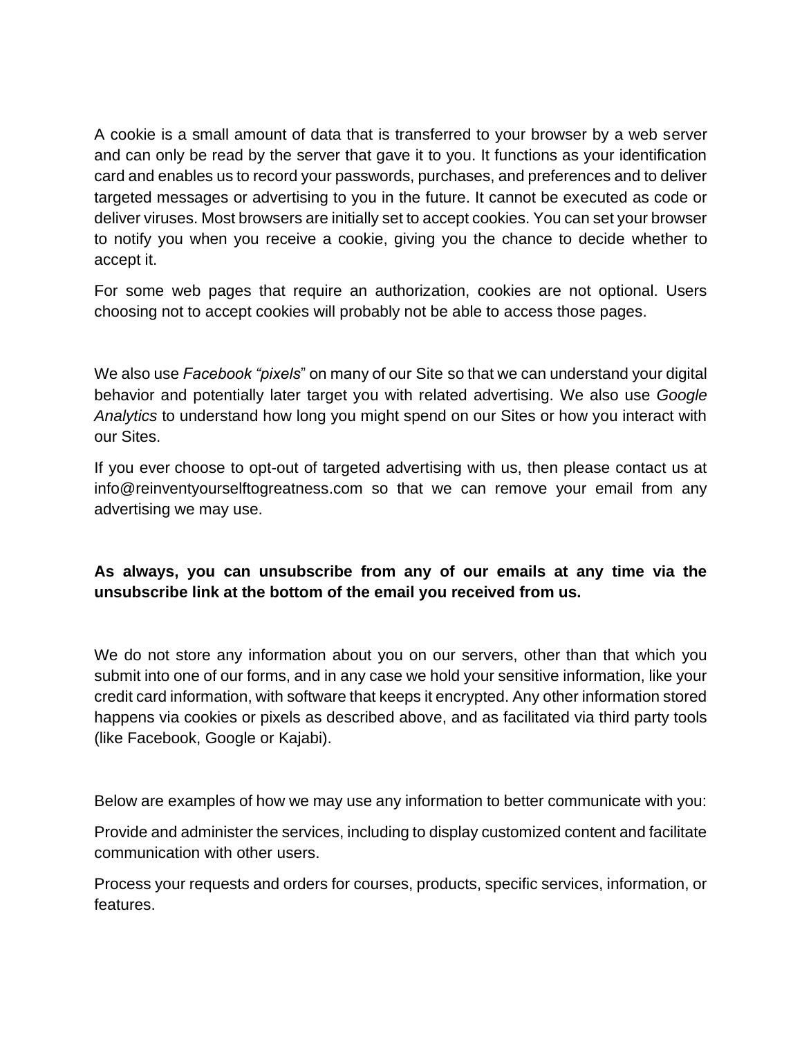A cookie is a small amount of data that is transferred to your browser by a web server and can only be read by the server that gave it to you. It functions as your identification card and enables us to record your passwords, purchases, and preferences and to deliver targeted messages or advertising to you in the future. It cannot be executed as code or deliver viruses. Most browsers are initially set to accept cookies. You can set your browser to notify you when you receive a cookie, giving you the chance to decide whether to accept it.

For some web pages that require an authorization, cookies are not optional. Users choosing not to accept cookies will probably not be able to access those pages.

We also use *Facebook "pixels*" on many of our Site so that we can understand your digital behavior and potentially later target you with related advertising. We also use *Google Analytics* to understand how long you might spend on our Sites or how you interact with our Sites.

If you ever choose to opt-out of targeted advertising with us, then please contact us at info@reinventyourselftogreatness.com so that we can remove your email from any advertising we may use.

**As always, you can unsubscribe from any of our emails at any time via the unsubscribe link at the bottom of the email you received from us.**

We do not store any information about you on our servers, other than that which you submit into one of our forms, and in any case we hold your sensitive information, like your credit card information, with software that keeps it encrypted. Any other information stored happens via cookies or pixels as described above, and as facilitated via third party tools (like Facebook, Google or Kajabi).

Below are examples of how we may use any information to better communicate with you:

Provide and administer the services, including to display customized content and facilitate communication with other users.

Process your requests and orders for courses, products, specific services, information, or features.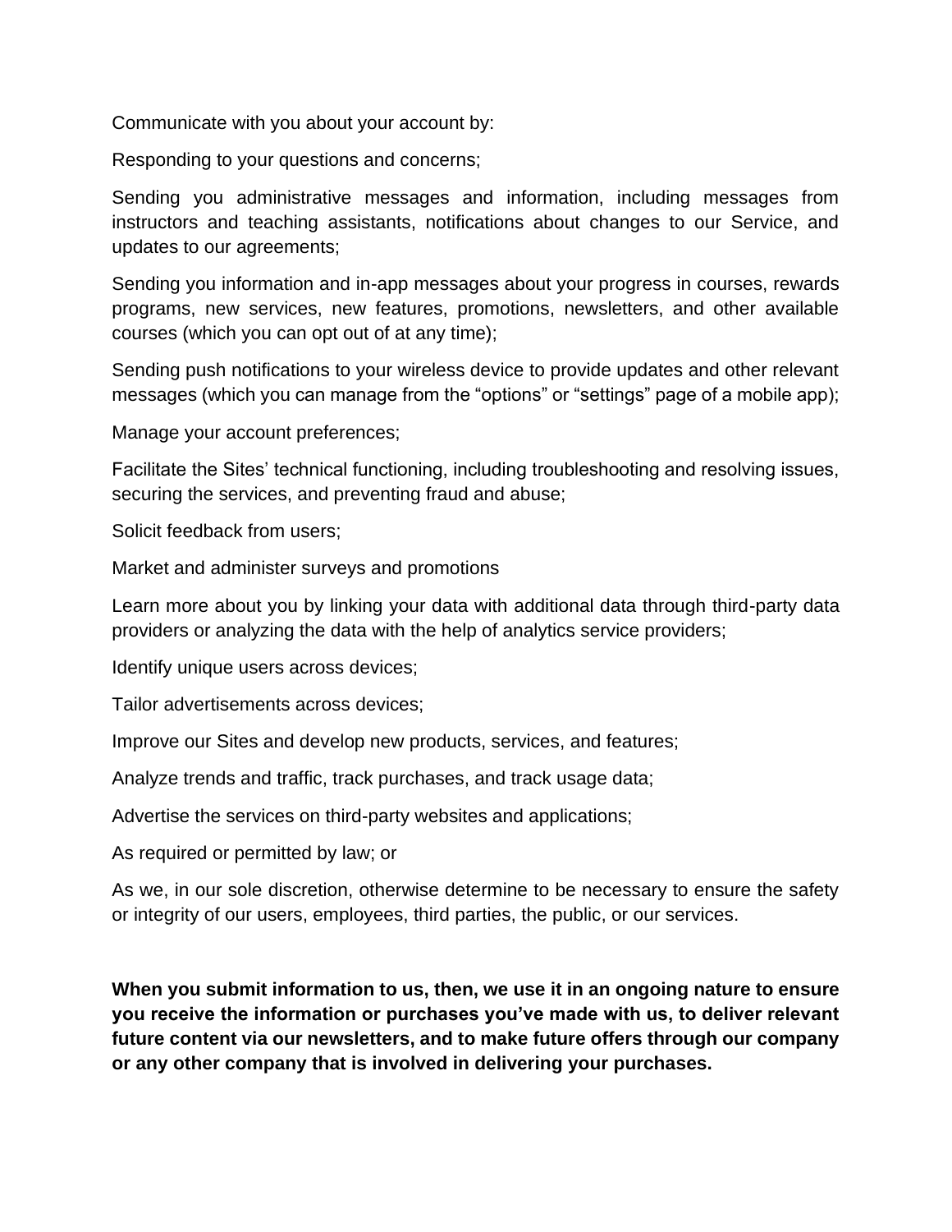Communicate with you about your account by:

Responding to your questions and concerns;

Sending you administrative messages and information, including messages from instructors and teaching assistants, notifications about changes to our Service, and updates to our agreements;

Sending you information and in-app messages about your progress in courses, rewards programs, new services, new features, promotions, newsletters, and other available courses (which you can opt out of at any time);

Sending push notifications to your wireless device to provide updates and other relevant messages (which you can manage from the “options” or “settings” page of a mobile app);

Manage your account preferences;

Facilitate the Sites’ technical functioning, including troubleshooting and resolving issues, securing the services, and preventing fraud and abuse;

Solicit feedback from users;

Market and administer surveys and promotions

Learn more about you by linking your data with additional data through third-party data providers or analyzing the data with the help of analytics service providers;

Identify unique users across devices;

Tailor advertisements across devices;

Improve our Sites and develop new products, services, and features;

Analyze trends and traffic, track purchases, and track usage data;

Advertise the services on third-party websites and applications;

As required or permitted by law; or

As we, in our sole discretion, otherwise determine to be necessary to ensure the safety or integrity of our users, employees, third parties, the public, or our services.

**When you submit information to us, then, we use it in an ongoing nature to ensure you receive the information or purchases you’ve made with us, to deliver relevant future content via our newsletters, and to make future offers through our company or any other company that is involved in delivering your purchases.**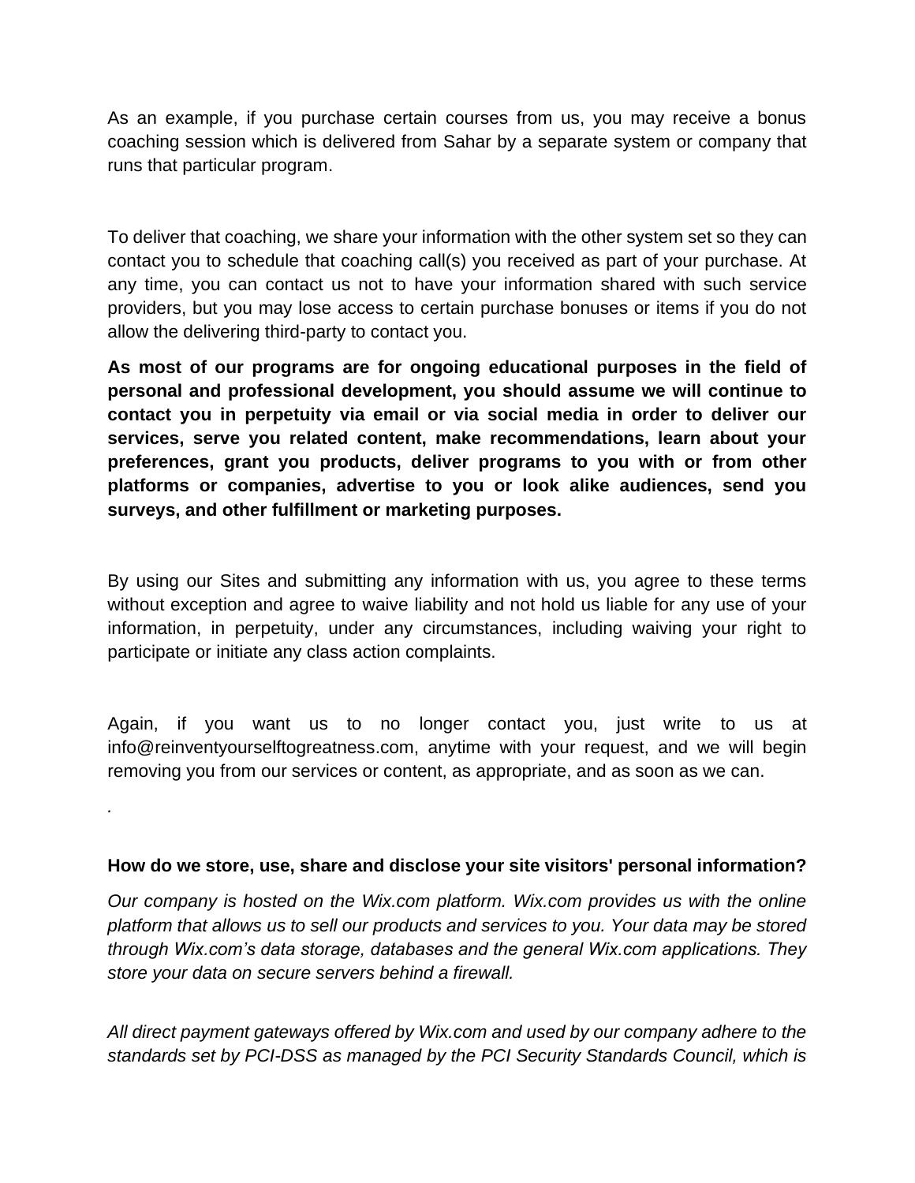As an example, if you purchase certain courses from us, you may receive a bonus coaching session which is delivered from Sahar by a separate system or company that runs that particular program.

To deliver that coaching, we share your information with the other system set so they can contact you to schedule that coaching call(s) you received as part of your purchase. At any time, you can contact us not to have your information shared with such service providers, but you may lose access to certain purchase bonuses or items if you do not allow the delivering third-party to contact you.

**As most of our programs are for ongoing educational purposes in the field of personal and professional development, you should assume we will continue to contact you in perpetuity via email or via social media in order to deliver our services, serve you related content, make recommendations, learn about your preferences, grant you products, deliver programs to you with or from other platforms or companies, advertise to you or look alike audiences, send you surveys, and other fulfillment or marketing purposes.**

By using our Sites and submitting any information with us, you agree to these terms without exception and agree to waive liability and not hold us liable for any use of your information, in perpetuity, under any circumstances, including waiving your right to participate or initiate any class action complaints.

Again, if you want us to no longer contact you, just write to us at info@reinventyourselftogreatness.com, anytime with your request, and we will begin removing you from our services or content, as appropriate, and as soon as we can.

.

**How do we store, use, share and disclose your site visitors' personal information?**

*Our company is hosted on the Wix.com platform. Wix.com provides us with the online platform that allows us to sell our products and services to you. Your data may be stored through Wix.com's data storage, databases and the general Wix.com applications. They store your data on secure servers behind a firewall.*

*All direct payment gateways offered by Wix.com and used by our company adhere to the standards set by PCI-DSS as managed by the PCI Security Standards Council, which is*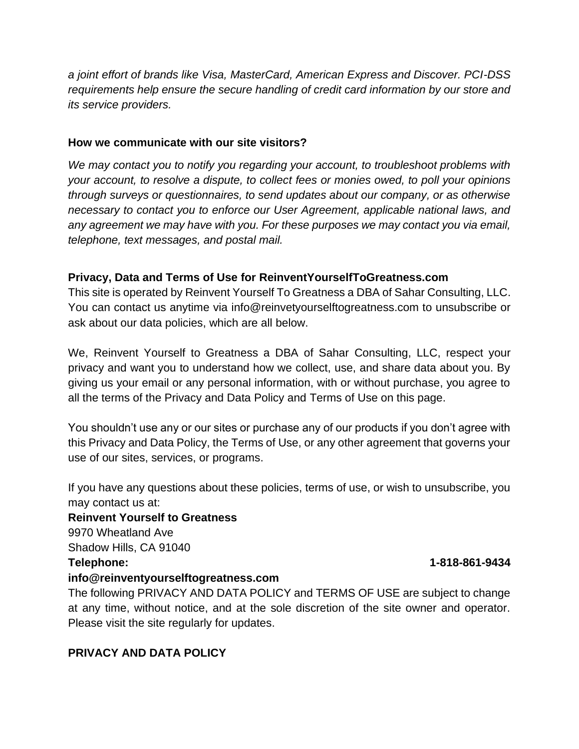*a joint effort of brands like Visa, MasterCard, American Express and Discover. PCI-DSS requirements help ensure the secure handling of credit card information by our store and its service providers.*

**How we communicate with our site visitors?**

*We may contact you to notify you regarding your account, to troubleshoot problems with your account, to resolve a dispute, to collect fees or monies owed, to poll your opinions through surveys or questionnaires, to send updates about our company, or as otherwise necessary to contact you to enforce our User Agreement, applicable national laws, and any agreement we may have with you. For these purposes we may contact you via email, telephone, text messages, and postal mail.*

**Privacy, Data and Terms of Use for ReinventYourselfToGreatness.com**

This site is operated by Reinvent Yourself To Greatness a DBA of Sahar Consulting, LLC. You can contact us anytime via info@reinvetyourselftogreatness.com to unsubscribe or ask about our data policies, which are all below.

We, Reinvent Yourself to Greatness a DBA of Sahar Consulting, LLC, respect your privacy and want you to understand how we collect, use, and share data about you. By giving us your email or any personal information, with or without purchase, you agree to all the terms of the Privacy and Data Policy and Terms of Use on this page.

You shouldn't use any or our sites or purchase any of our products if you don't agree with this Privacy and Data Policy, the Terms of Use, or any other agreement that governs your use of our sites, services, or programs.

If you have any questions about these policies, terms of use, or wish to unsubscribe, you may contact us at:

**Reinvent Yourself to Greatness**
9970 Wheatland Ave
Shadow Hills, CA 91040
**Telephone:** **1-818-861-9434**
**info@reinventyourselftogreatness.com**

The following PRIVACY AND DATA POLICY and TERMS OF USE are subject to change at any time, without notice, and at the sole discretion of the site owner and operator. Please visit the site regularly for updates.

**PRIVACY AND DATA POLICY**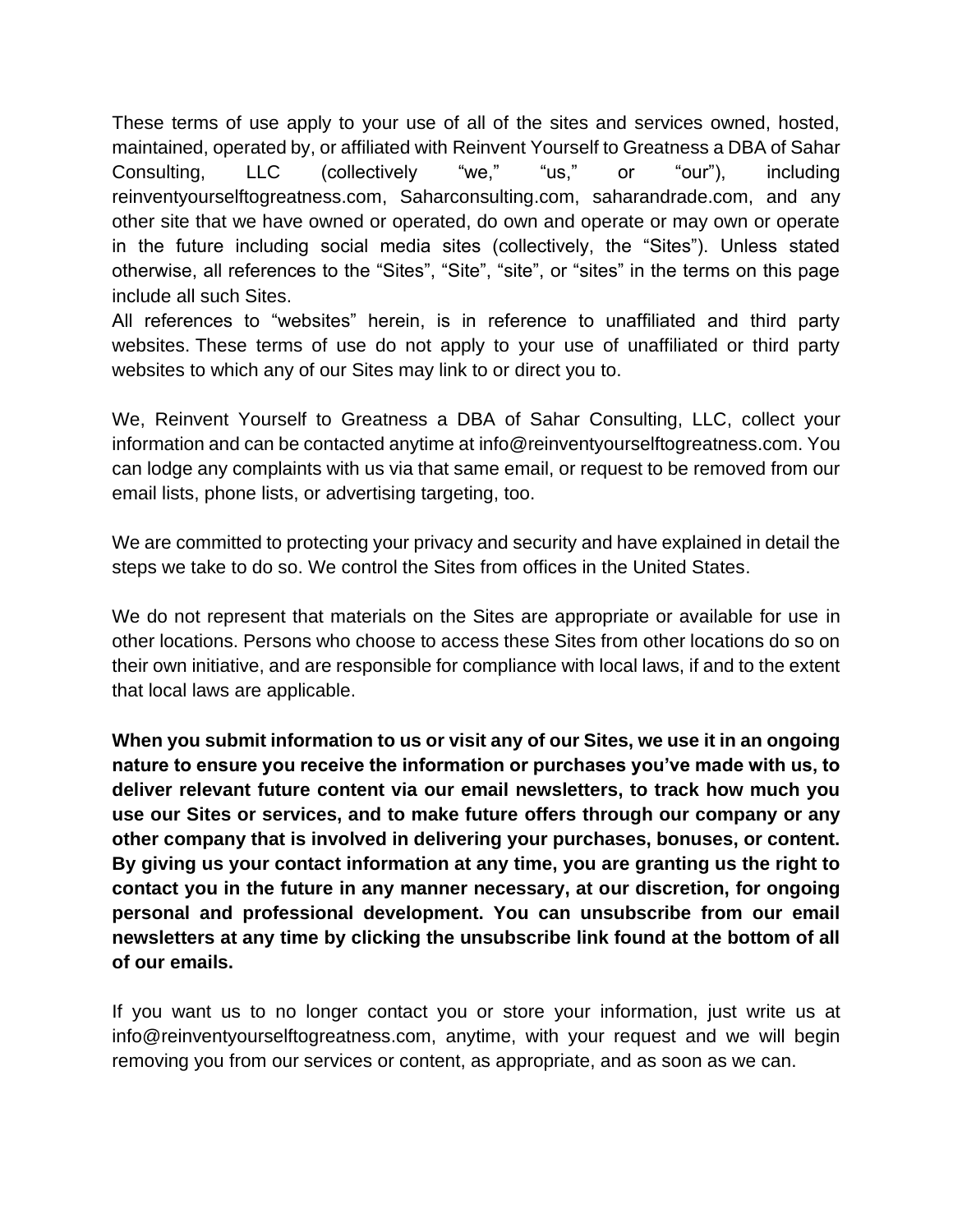These terms of use apply to your use of all of the sites and services owned, hosted, maintained, operated by, or affiliated with Reinvent Yourself to Greatness a DBA of Sahar Consulting, LLC (collectively "we," "us," or "our"), including reinventyourselftogreatness.com, Saharconsulting.com, saharandrade.com, and any other site that we have owned or operated, do own and operate or may own or operate in the future including social media sites (collectively, the "Sites"). Unless stated otherwise, all references to the "Sites", "Site", "site", or "sites" in the terms on this page include all such Sites.
All references to "websites" herein, is in reference to unaffiliated and third party websites. These terms of use do not apply to your use of unaffiliated or third party websites to which any of our Sites may link to or direct you to.

We, Reinvent Yourself to Greatness a DBA of Sahar Consulting, LLC, collect your information and can be contacted anytime at info@reinventyourselftogreatness.com. You can lodge any complaints with us via that same email, or request to be removed from our email lists, phone lists, or advertising targeting, too.

We are committed to protecting your privacy and security and have explained in detail the steps we take to do so. We control the Sites from offices in the United States.

We do not represent that materials on the Sites are appropriate or available for use in other locations. Persons who choose to access these Sites from other locations do so on their own initiative, and are responsible for compliance with local laws, if and to the extent that local laws are applicable.

**When you submit information to us or visit any of our Sites, we use it in an ongoing nature to ensure you receive the information or purchases you've made with us, to deliver relevant future content via our email newsletters, to track how much you use our Sites or services, and to make future offers through our company or any other company that is involved in delivering your purchases, bonuses, or content. By giving us your contact information at any time, you are granting us the right to contact you in the future in any manner necessary, at our discretion, for ongoing personal and professional development. You can unsubscribe from our email newsletters at any time by clicking the unsubscribe link found at the bottom of all of our emails.**

If you want us to no longer contact you or store your information, just write us at info@reinventyourselftogreatness.com, anytime, with your request and we will begin removing you from our services or content, as appropriate, and as soon as we can.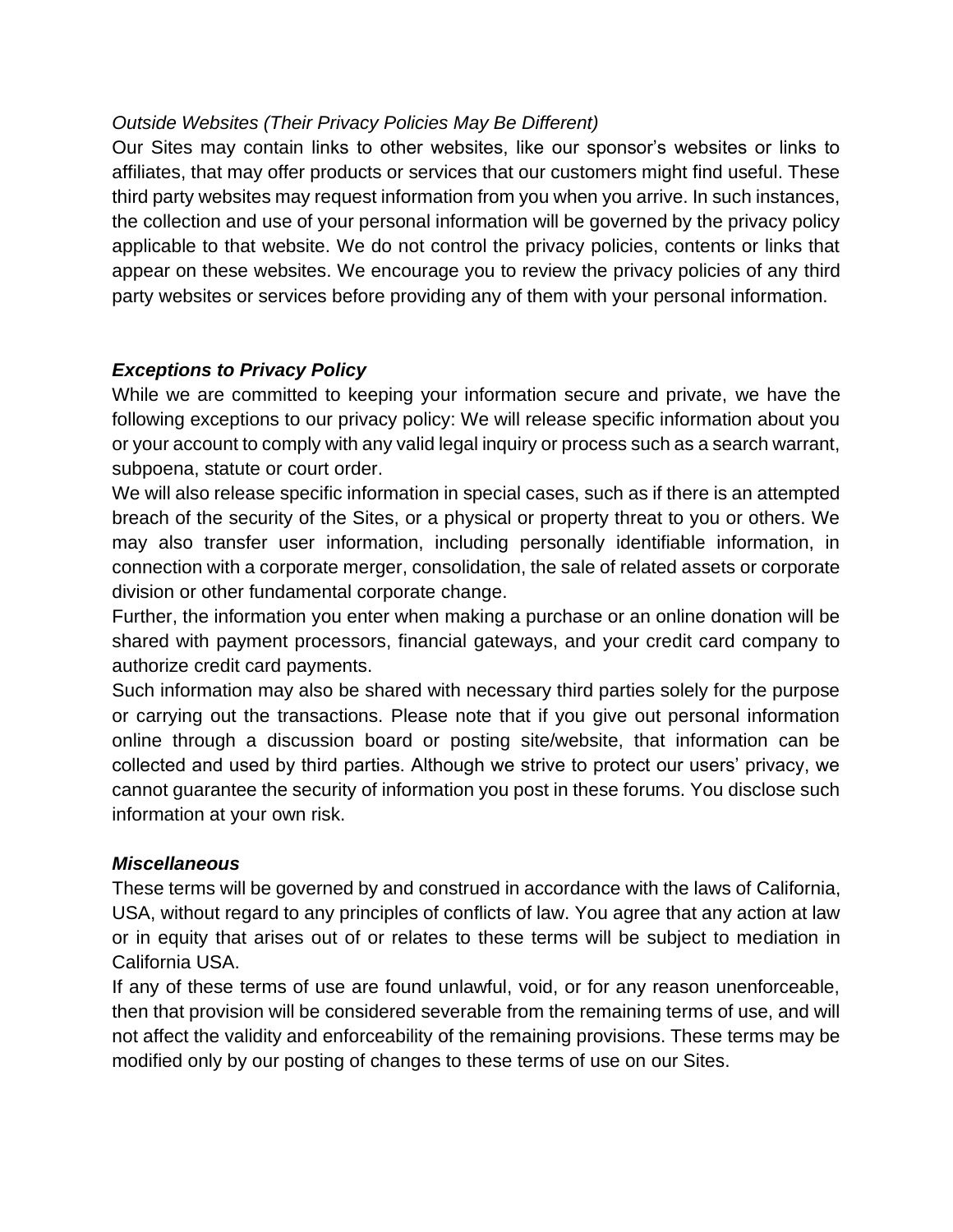*Outside Websites (Their Privacy Policies May Be Different)*

Our Sites may contain links to other websites, like our sponsor's websites or links to affiliates, that may offer products or services that our customers might find useful. These third party websites may request information from you when you arrive. In such instances, the collection and use of your personal information will be governed by the privacy policy applicable to that website. We do not control the privacy policies, contents or links that appear on these websites. We encourage you to review the privacy policies of any third party websites or services before providing any of them with your personal information.

***Exceptions to Privacy Policy***

While we are committed to keeping your information secure and private, we have the following exceptions to our privacy policy: We will release specific information about you or your account to comply with any valid legal inquiry or process such as a search warrant, subpoena, statute or court order.

We will also release specific information in special cases, such as if there is an attempted breach of the security of the Sites, or a physical or property threat to you or others. We may also transfer user information, including personally identifiable information, in connection with a corporate merger, consolidation, the sale of related assets or corporate division or other fundamental corporate change.

Further, the information you enter when making a purchase or an online donation will be shared with payment processors, financial gateways, and your credit card company to authorize credit card payments.

Such information may also be shared with necessary third parties solely for the purpose or carrying out the transactions. Please note that if you give out personal information online through a discussion board or posting site/website, that information can be collected and used by third parties. Although we strive to protect our users' privacy, we cannot guarantee the security of information you post in these forums. You disclose such information at your own risk.

***Miscellaneous***

These terms will be governed by and construed in accordance with the laws of California, USA, without regard to any principles of conflicts of law. You agree that any action at law or in equity that arises out of or relates to these terms will be subject to mediation in California USA.

If any of these terms of use are found unlawful, void, or for any reason unenforceable, then that provision will be considered severable from the remaining terms of use, and will not affect the validity and enforceability of the remaining provisions. These terms may be modified only by our posting of changes to these terms of use on our Sites.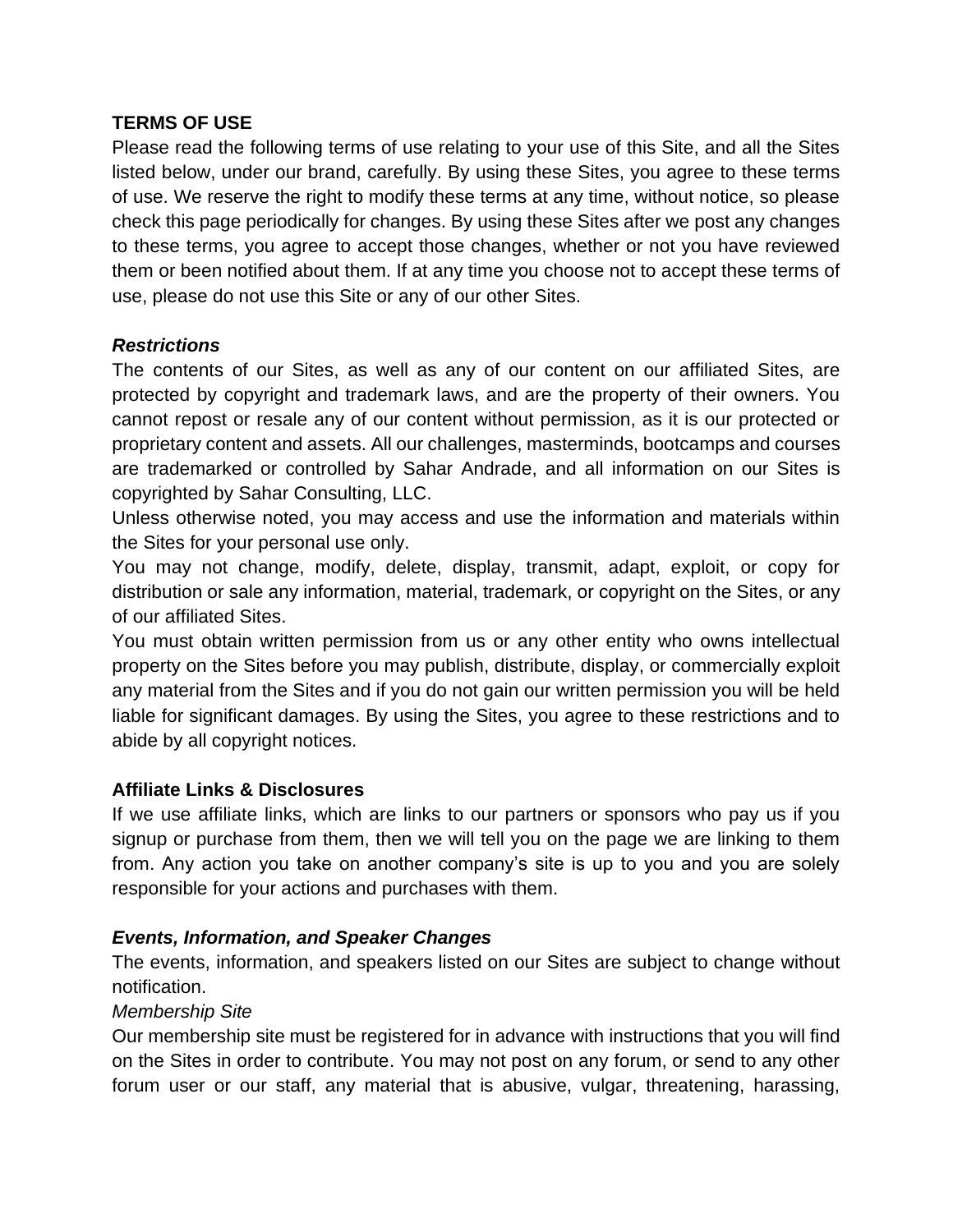**TERMS OF USE**

Please read the following terms of use relating to your use of this Site, and all the Sites listed below, under our brand, carefully. By using these Sites, you agree to these terms of use. We reserve the right to modify these terms at any time, without notice, so please check this page periodically for changes. By using these Sites after we post any changes to these terms, you agree to accept those changes, whether or not you have reviewed them or been notified about them. If at any time you choose not to accept these terms of use, please do not use this Site or any of our other Sites.

***Restrictions***

The contents of our Sites, as well as any of our content on our affiliated Sites, are protected by copyright and trademark laws, and are the property of their owners. You cannot repost or resale any of our content without permission, as it is our protected or proprietary content and assets. All our challenges, masterminds, bootcamps and courses are trademarked or controlled by Sahar Andrade, and all information on our Sites is copyrighted by Sahar Consulting, LLC.

Unless otherwise noted, you may access and use the information and materials within the Sites for your personal use only.

You may not change, modify, delete, display, transmit, adapt, exploit, or copy for distribution or sale any information, material, trademark, or copyright on the Sites, or any of our affiliated Sites.

You must obtain written permission from us or any other entity who owns intellectual property on the Sites before you may publish, distribute, display, or commercially exploit any material from the Sites and if you do not gain our written permission you will be held liable for significant damages. By using the Sites, you agree to these restrictions and to abide by all copyright notices.

**Affiliate Links & Disclosures**

If we use affiliate links, which are links to our partners or sponsors who pay us if you signup or purchase from them, then we will tell you on the page we are linking to them from. Any action you take on another company's site is up to you and you are solely responsible for your actions and purchases with them.

***Events, Information, and Speaker Changes***

The events, information, and speakers listed on our Sites are subject to change without notification.

*Membership Site*

Our membership site must be registered for in advance with instructions that you will find on the Sites in order to contribute. You may not post on any forum, or send to any other forum user or our staff, any material that is abusive, vulgar, threatening, harassing,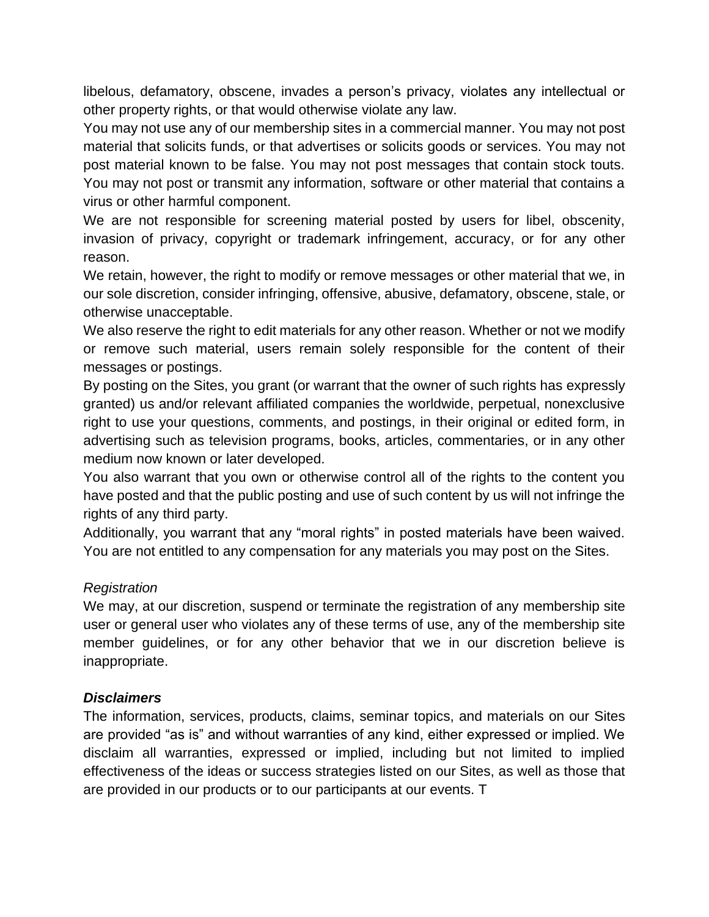libelous, defamatory, obscene, invades a person's privacy, violates any intellectual or other property rights, or that would otherwise violate any law.

You may not use any of our membership sites in a commercial manner. You may not post material that solicits funds, or that advertises or solicits goods or services. You may not post material known to be false. You may not post messages that contain stock touts. You may not post or transmit any information, software or other material that contains a virus or other harmful component.

We are not responsible for screening material posted by users for libel, obscenity, invasion of privacy, copyright or trademark infringement, accuracy, or for any other reason.

We retain, however, the right to modify or remove messages or other material that we, in our sole discretion, consider infringing, offensive, abusive, defamatory, obscene, stale, or otherwise unacceptable.

We also reserve the right to edit materials for any other reason. Whether or not we modify or remove such material, users remain solely responsible for the content of their messages or postings.

By posting on the Sites, you grant (or warrant that the owner of such rights has expressly granted) us and/or relevant affiliated companies the worldwide, perpetual, nonexclusive right to use your questions, comments, and postings, in their original or edited form, in advertising such as television programs, books, articles, commentaries, or in any other medium now known or later developed.

You also warrant that you own or otherwise control all of the rights to the content you have posted and that the public posting and use of such content by us will not infringe the rights of any third party.

Additionally, you warrant that any "moral rights" in posted materials have been waived. You are not entitled to any compensation for any materials you may post on the Sites.

*Registration*

We may, at our discretion, suspend or terminate the registration of any membership site user or general user who violates any of these terms of use, any of the membership site member guidelines, or for any other behavior that we in our discretion believe is inappropriate.

***Disclaimers***

The information, services, products, claims, seminar topics, and materials on our Sites are provided "as is" and without warranties of any kind, either expressed or implied. We disclaim all warranties, expressed or implied, including but not limited to implied effectiveness of the ideas or success strategies listed on our Sites, as well as those that are provided in our products or to our participants at our events. T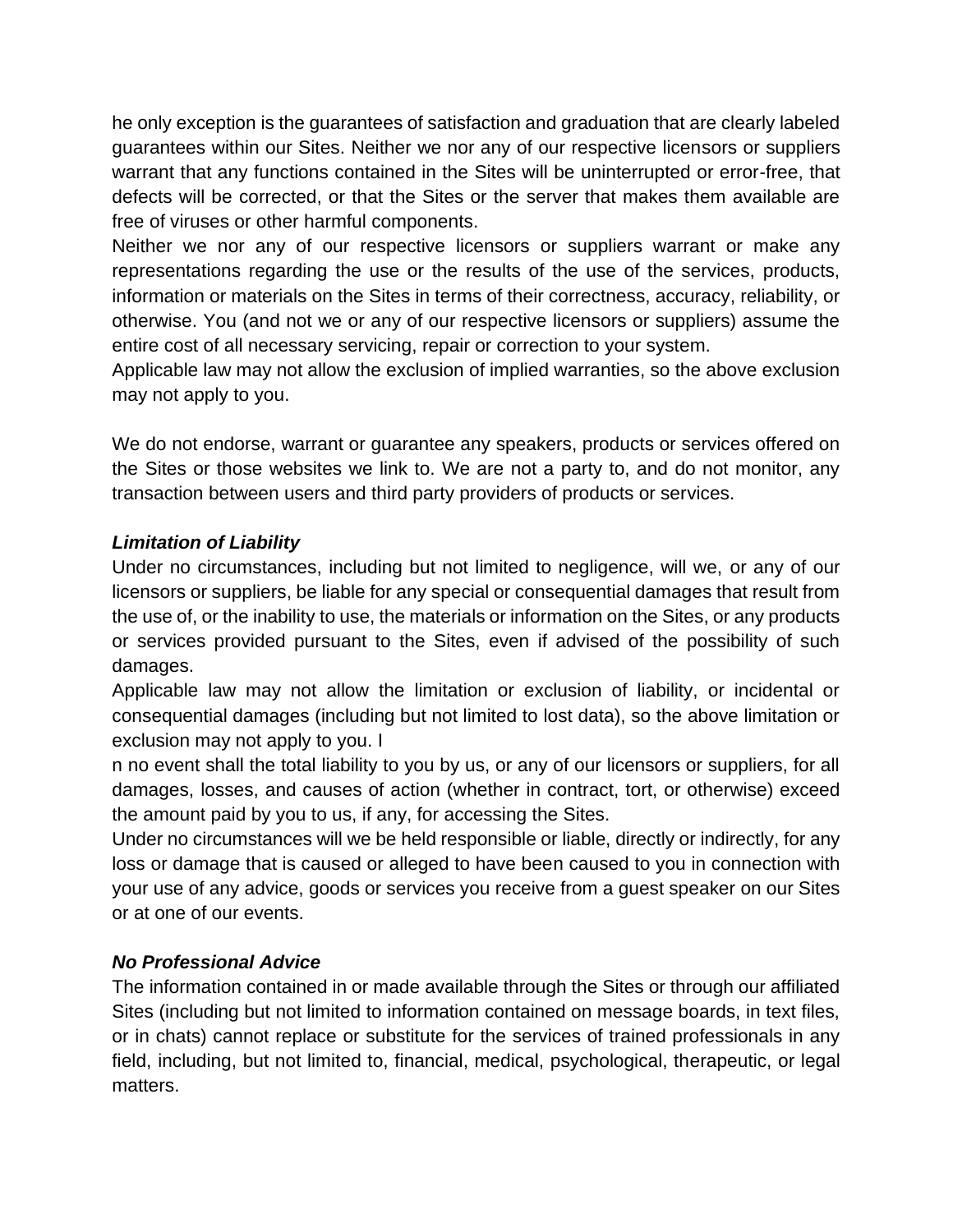he only exception is the guarantees of satisfaction and graduation that are clearly labeled guarantees within our Sites. Neither we nor any of our respective licensors or suppliers warrant that any functions contained in the Sites will be uninterrupted or error-free, that defects will be corrected, or that the Sites or the server that makes them available are free of viruses or other harmful components.

Neither we nor any of our respective licensors or suppliers warrant or make any representations regarding the use or the results of the use of the services, products, information or materials on the Sites in terms of their correctness, accuracy, reliability, or otherwise. You (and not we or any of our respective licensors or suppliers) assume the entire cost of all necessary servicing, repair or correction to your system.

Applicable law may not allow the exclusion of implied warranties, so the above exclusion may not apply to you.

We do not endorse, warrant or guarantee any speakers, products or services offered on the Sites or those websites we link to. We are not a party to, and do not monitor, any transaction between users and third party providers of products or services.

***Limitation of Liability***

Under no circumstances, including but not limited to negligence, will we, or any of our licensors or suppliers, be liable for any special or consequential damages that result from the use of, or the inability to use, the materials or information on the Sites, or any products or services provided pursuant to the Sites, even if advised of the possibility of such damages.

Applicable law may not allow the limitation or exclusion of liability, or incidental or consequential damages (including but not limited to lost data), so the above limitation or exclusion may not apply to you. I

n no event shall the total liability to you by us, or any of our licensors or suppliers, for all damages, losses, and causes of action (whether in contract, tort, or otherwise) exceed the amount paid by you to us, if any, for accessing the Sites.

Under no circumstances will we be held responsible or liable, directly or indirectly, for any loss or damage that is caused or alleged to have been caused to you in connection with your use of any advice, goods or services you receive from a guest speaker on our Sites or at one of our events.

***No Professional Advice***

The information contained in or made available through the Sites or through our affiliated Sites (including but not limited to information contained on message boards, in text files, or in chats) cannot replace or substitute for the services of trained professionals in any field, including, but not limited to, financial, medical, psychological, therapeutic, or legal matters.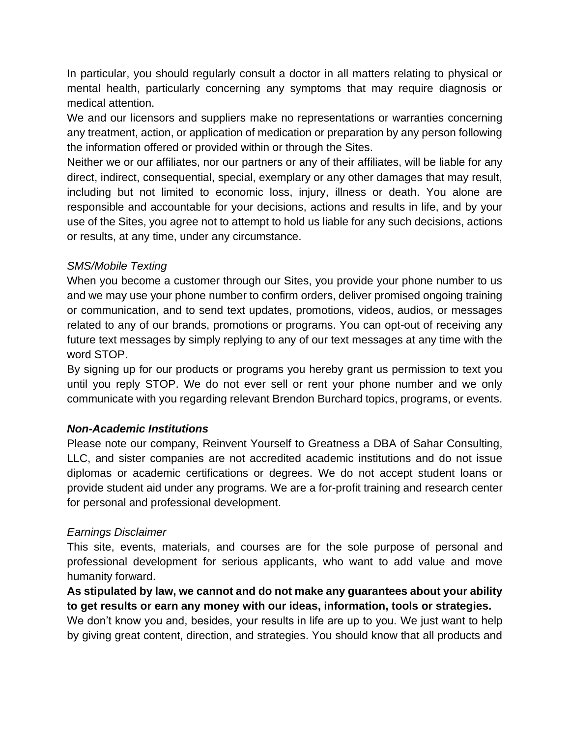In particular, you should regularly consult a doctor in all matters relating to physical or mental health, particularly concerning any symptoms that may require diagnosis or medical attention.

We and our licensors and suppliers make no representations or warranties concerning any treatment, action, or application of medication or preparation by any person following the information offered or provided within or through the Sites.

Neither we or our affiliates, nor our partners or any of their affiliates, will be liable for any direct, indirect, consequential, special, exemplary or any other damages that may result, including but not limited to economic loss, injury, illness or death. You alone are responsible and accountable for your decisions, actions and results in life, and by your use of the Sites, you agree not to attempt to hold us liable for any such decisions, actions or results, at any time, under any circumstance.

*SMS/Mobile Texting*

When you become a customer through our Sites, you provide your phone number to us and we may use your phone number to confirm orders, deliver promised ongoing training or communication, and to send text updates, promotions, videos, audios, or messages related to any of our brands, promotions or programs. You can opt-out of receiving any future text messages by simply replying to any of our text messages at any time with the word STOP.

By signing up for our products or programs you hereby grant us permission to text you until you reply STOP. We do not ever sell or rent your phone number and we only communicate with you regarding relevant Brendon Burchard topics, programs, or events.

***Non-Academic Institutions***

Please note our company, Reinvent Yourself to Greatness a DBA of Sahar Consulting, LLC, and sister companies are not accredited academic institutions and do not issue diplomas or academic certifications or degrees. We do not accept student loans or provide student aid under any programs. We are a for-profit training and research center for personal and professional development.

*Earnings Disclaimer*

This site, events, materials, and courses are for the sole purpose of personal and professional development for serious applicants, who want to add value and move humanity forward.

**As stipulated by law, we cannot and do not make any guarantees about your ability to get results or earn any money with our ideas, information, tools or strategies.**

We don't know you and, besides, your results in life are up to you. We just want to help by giving great content, direction, and strategies. You should know that all products and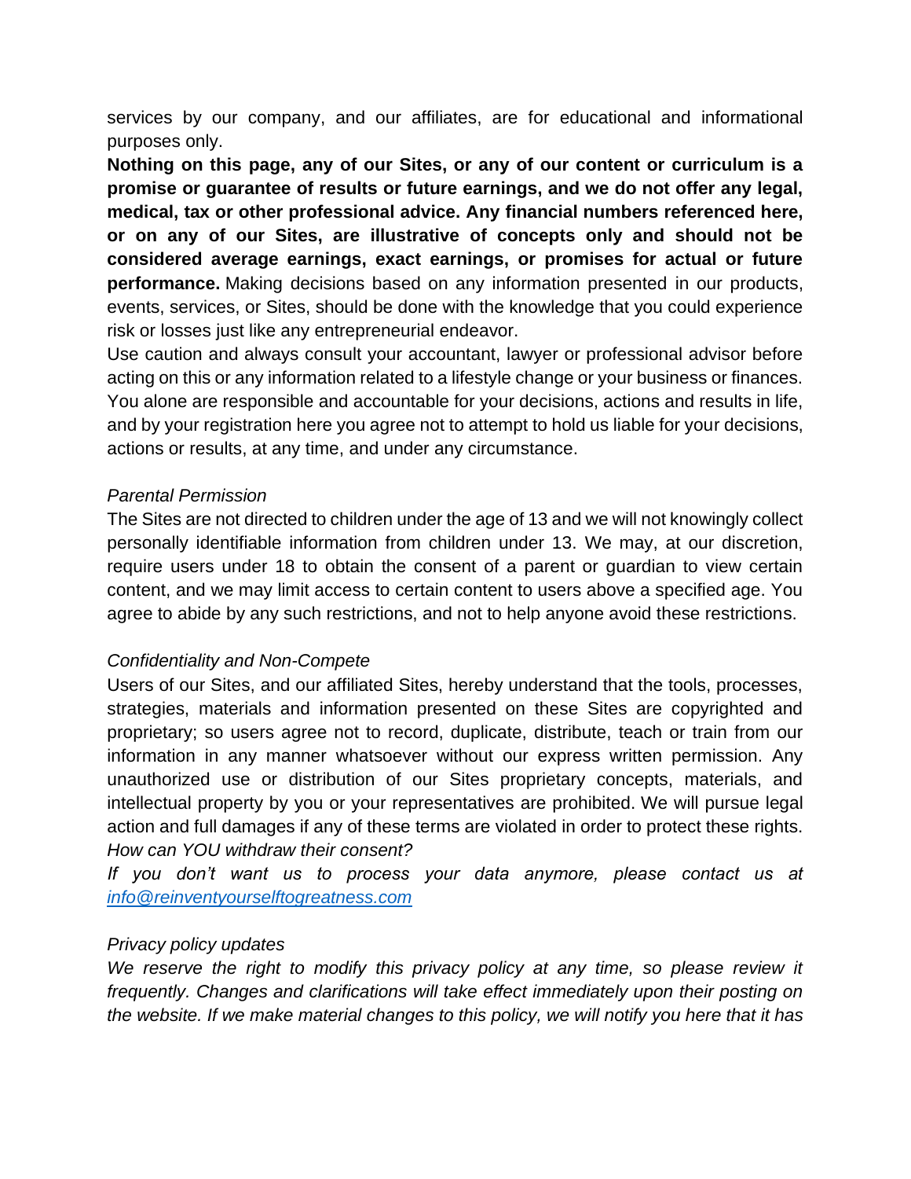services by our company, and our affiliates, are for educational and informational purposes only.

**Nothing on this page, any of our Sites, or any of our content or curriculum is a promise or guarantee of results or future earnings, and we do not offer any legal, medical, tax or other professional advice. Any financial numbers referenced here, or on any of our Sites, are illustrative of concepts only and should not be considered average earnings, exact earnings, or promises for actual or future performance.** Making decisions based on any information presented in our products, events, services, or Sites, should be done with the knowledge that you could experience risk or losses just like any entrepreneurial endeavor.

Use caution and always consult your accountant, lawyer or professional advisor before acting on this or any information related to a lifestyle change or your business or finances. You alone are responsible and accountable for your decisions, actions and results in life, and by your registration here you agree not to attempt to hold us liable for your decisions, actions or results, at any time, and under any circumstance.

*Parental Permission*

The Sites are not directed to children under the age of 13 and we will not knowingly collect personally identifiable information from children under 13. We may, at our discretion, require users under 18 to obtain the consent of a parent or guardian to view certain content, and we may limit access to certain content to users above a specified age. You agree to abide by any such restrictions, and not to help anyone avoid these restrictions.

*Confidentiality and Non-Compete*

Users of our Sites, and our affiliated Sites, hereby understand that the tools, processes, strategies, materials and information presented on these Sites are copyrighted and proprietary; so users agree not to record, duplicate, distribute, teach or train from our information in any manner whatsoever without our express written permission. Any unauthorized use or distribution of our Sites proprietary concepts, materials, and intellectual property by you or your representatives are prohibited. We will pursue legal action and full damages if any of these terms are violated in order to protect these rights.

*How can YOU withdraw their consent?*

*If you don't want us to process your data anymore, please contact us at [info@reinventyourselftogreatness.com](mailto:info@reinventyourselftogreatness.com)*

*Privacy policy updates*

*We reserve the right to modify this privacy policy at any time, so please review it frequently. Changes and clarifications will take effect immediately upon their posting on the website. If we make material changes to this policy, we will notify you here that it has*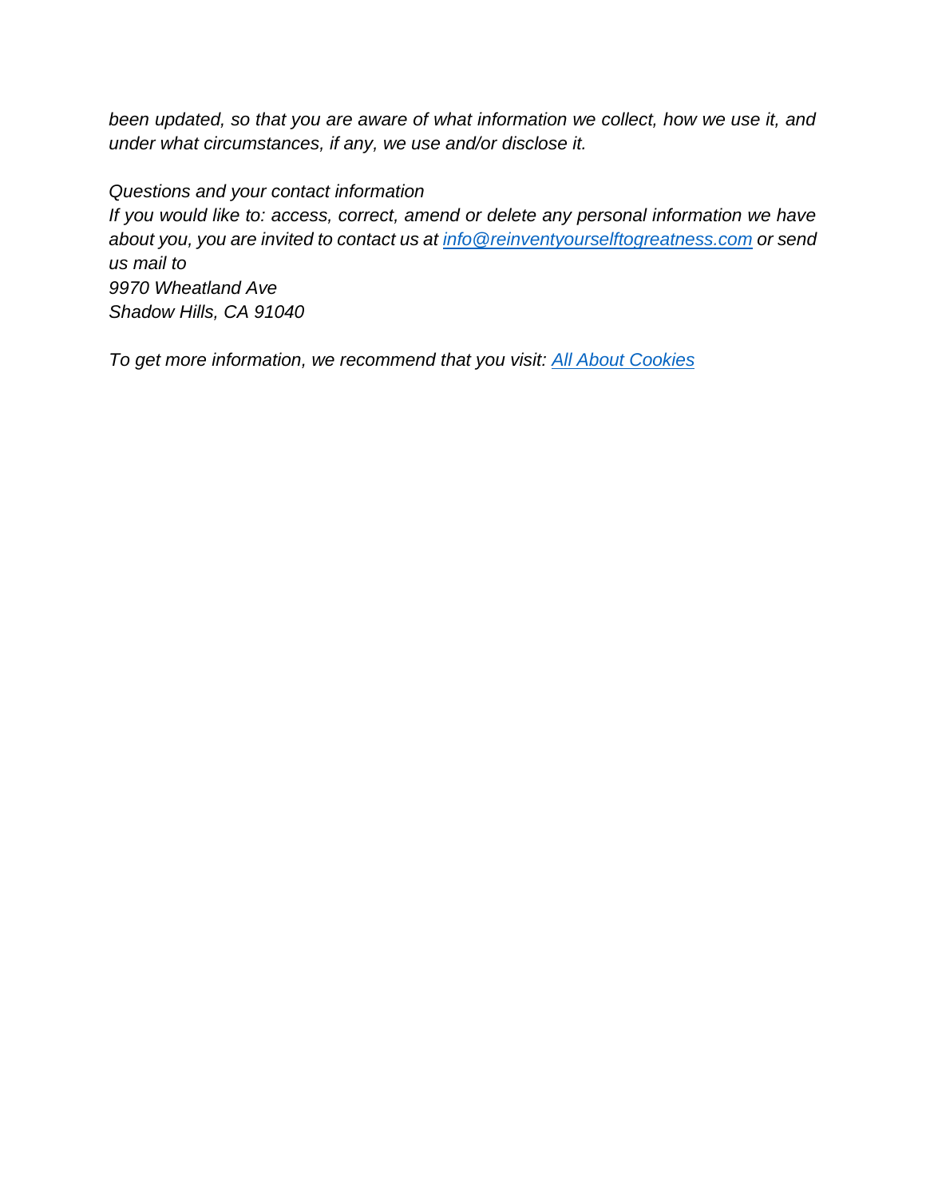*been updated, so that you are aware of what information we collect, how we use it, and under what circumstances, if any, we use and/or disclose it.*

*Questions and your contact information*
*If you would like to: access, correct, amend or delete any personal information we have about you, you are invited to contact us at [info@reinventyourselftogreatness.com](mailto:info@reinventyourselftogreatness.com) or send us mail to*
*9970 Wheatland Ave*
*Shadow Hills, CA 91040*

*To get more information, we recommend that you visit: All About Cookies*